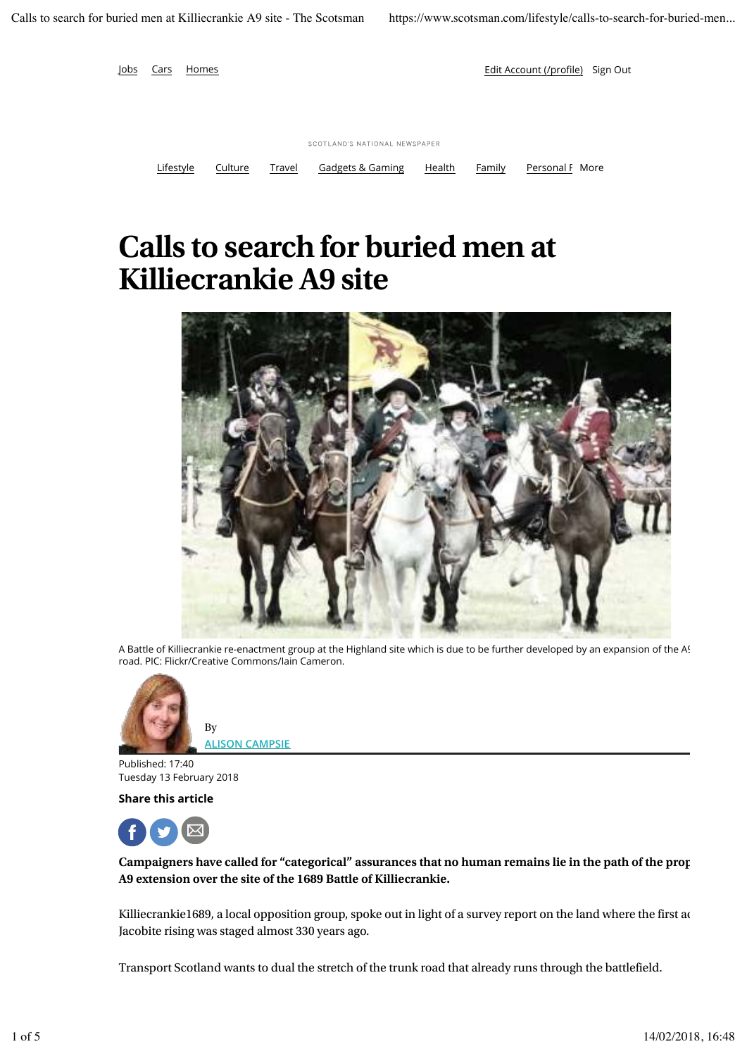Jobs Cars Homes

Edit Account (/profile) Sign Out

SCOTLAND'S NATIONAL NEWSPAPER

Lifestyle Culture Travel Gadgets & Gaming Health Family Personal F More

# Calls to search for buried men at Killiecrankie A9 site

A Battle of Killiecrankie re-enactment group at the Highland site which is due to be further developed by an expansion of the A9 road. PIC: Flickr/Creative Commons/Iain Cameron.

By ALISON CAMPSIE

Published: 17:40
Tuesday 13 February 2018

**Share this article**

**Campaigners have called for "categorical" assurances that no human remains lie in the path of the prop A9 extension over the site of the 1689 Battle of Killiecrankie.**

Killiecrankie1689, a local opposition group, spoke out in light of a survey report on the land where the first ac Jacobite rising was staged almost 330 years ago.

Transport Scotland wants to dual the stretch of the trunk road that already runs through the battlefield.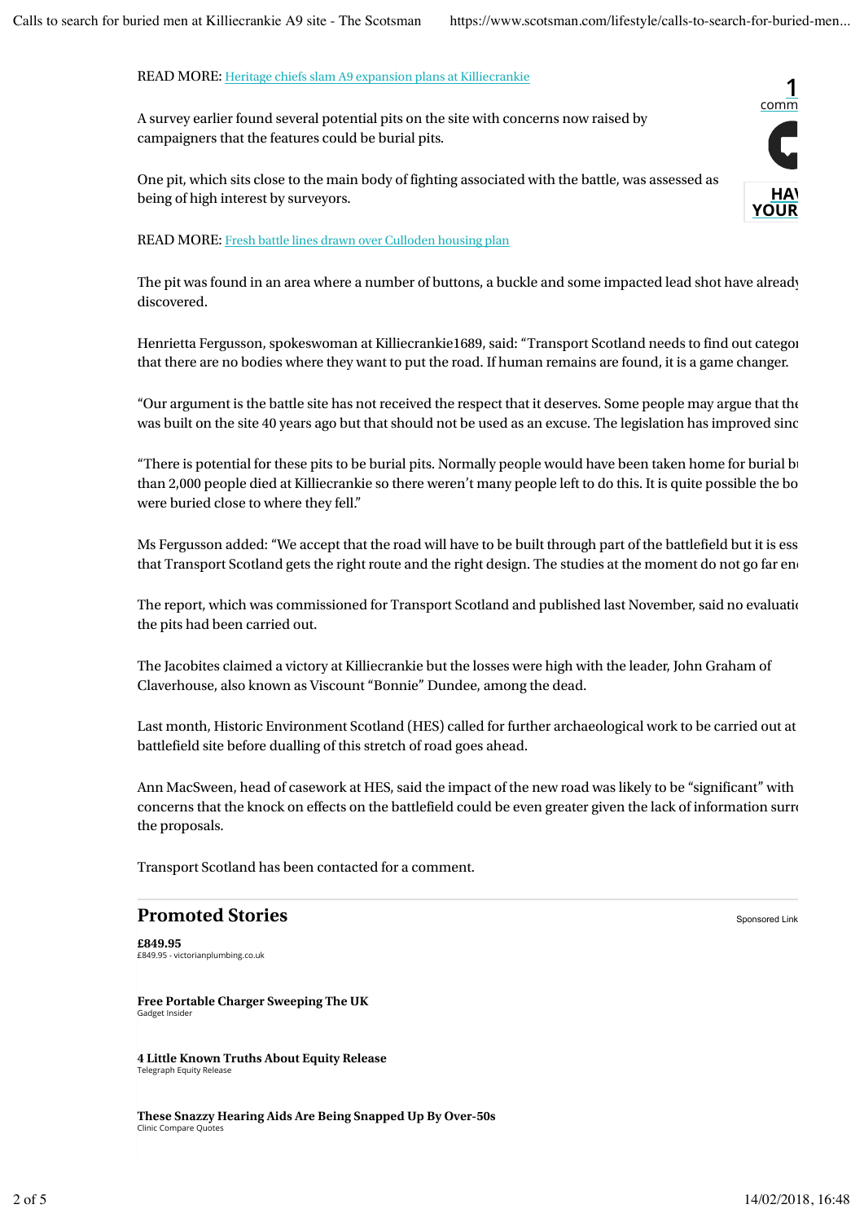READ MORE: Heritage chiefs slam A9 expansion plans at Killiecrankie

A survey earlier found several potential pits on the site with concerns now raised by campaigners that the features could be burial pits.

One pit, which sits close to the main body of fighting associated with the battle, was assessed as being of high interest by surveyors.

READ MORE: Fresh battle lines drawn over Culloden housing plan

The pit was found in an area where a number of buttons, a buckle and some impacted lead shot have alread discovered.

Henrietta Fergusson, spokeswoman at Killiecrankie1689, said: "Transport Scotland needs to find out catego that there are no bodies where they want to put the road. If human remains are found, it is a game changer.

"Our argument is the battle site has not received the respect that it deserves. Some people may argue that th was built on the site 40 years ago but that should not be used as an excuse. The legislation has improved sinc

"There is potential for these pits to be burial pits. Normally people would have been taken home for burial b than 2,000 people died at Killiecrankie so there weren't many people left to do this. It is quite possible the bo were buried close to where they fell."

Ms Fergusson added: "We accept that the road will have to be built through part of the battlefield but it is ess that Transport Scotland gets the right route and the right design. The studies at the moment do not go far en

The report, which was commissioned for Transport Scotland and published last November, said no evaluati the pits had been carried out.

The Jacobites claimed a victory at Killiecrankie but the losses were high with the leader, John Graham of Claverhouse, also known as Viscount "Bonnie" Dundee, among the dead.

Last month, Historic Environment Scotland (HES) called for further archaeological work to be carried out at battlefield site before dualling of this stretch of road goes ahead.

Ann MacSween, head of casework at HES, said the impact of the new road was likely to be "significant" with concerns that the knock on effects on the battlefield could be even greater given the lack of information surr the proposals.

Transport Scotland has been contacted for a comment.

## Promoted Stories

Sponsored Link

**£849.95**
£849.95 - victorianplumbing.co.uk

**Free Portable Charger Sweeping The UK**
Gadget Insider

**4 Little Known Truths About Equity Release**
Telegraph Equity Release

**These Snazzy Hearing Aids Are Being Snapped Up By Over-50s**
Clinic Compare Quotes